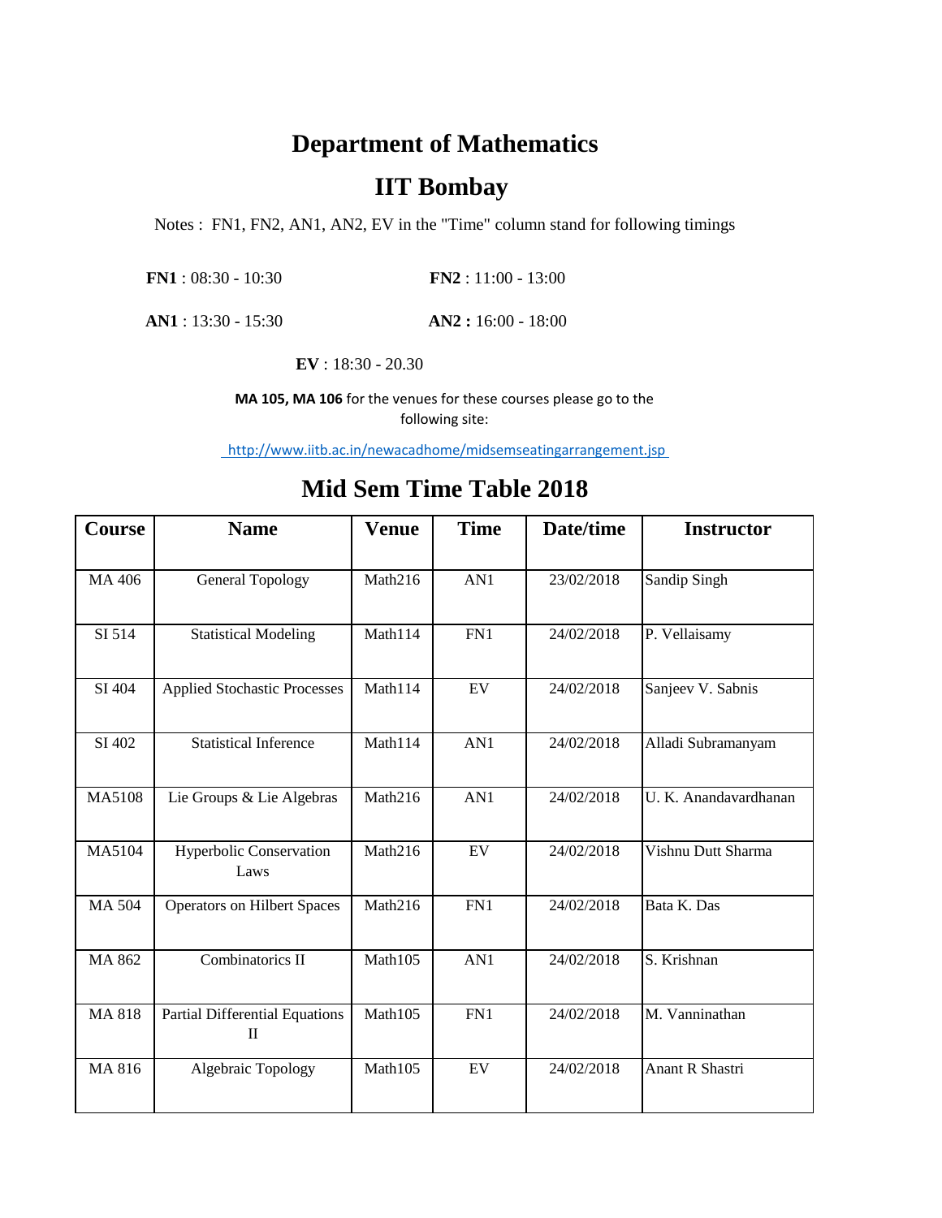# Department of Mathematics

# IIT Bombay

Notes : FN1, FN2, AN1, AN2, EV in the "Time" column stand for following timings

**FN1** : 08:30 - 10:30 **FN2** : 11:00 - 13:00

**AN1** : 13:30 - 15:30 **AN2 :** 16:00 - 18:00

**EV** : 18:30 - 20.30

**MA 105, MA 106** for the venues for these courses please go to the following site:

http://www.iitb.ac.in/newacadhome/midsemseatingarrangement.jsp

## Mid Sem Time Table 2018

| Course | Name | Venue | Time | Date/time | Instructor |
|---|---|---|---|---|---|
| MA 406 | General Topology | Math216 | AN1 | 23/02/2018 | Sandip Singh |
| SI 514 | Statistical Modeling | Math114 | FN1 | 24/02/2018 | P. Vellaisamy |
| SI 404 | Applied Stochastic Processes | Math114 | EV | 24/02/2018 | Sanjeev V. Sabnis |
| SI 402 | Statistical Inference | Math114 | AN1 | 24/02/2018 | Alladi Subramanyam |
| MA5108 | Lie Groups & Lie Algebras | Math216 | AN1 | 24/02/2018 | U. K. Anandavardhanan |
| MA5104 | Hyperbolic Conservation Laws | Math216 | EV | 24/02/2018 | Vishnu Dutt Sharma |
| MA 504 | Operators on Hilbert Spaces | Math216 | FN1 | 24/02/2018 | Bata K. Das |
| MA 862 | Combinatorics II | Math105 | AN1 | 24/02/2018 | S. Krishnan |
| MA 818 | Partial Differential Equations II | Math105 | FN1 | 24/02/2018 | M. Vanninathan |
| MA 816 | Algebraic Topology | Math105 | EV | 24/02/2018 | Anant R Shastri |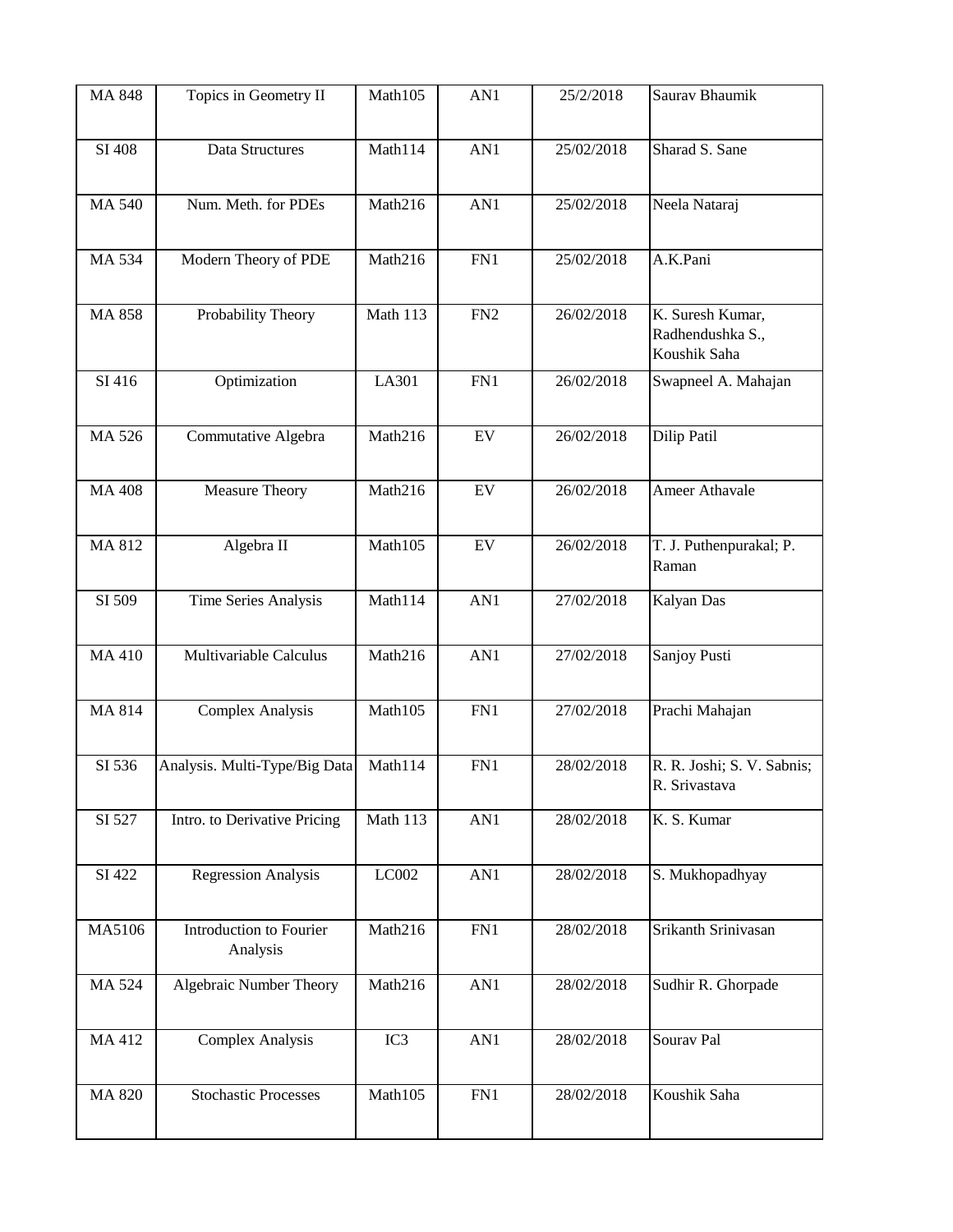| MA 848 | Topics in Geometry II | Math105 | AN1 | 25/2/2018 | Saurav Bhaumik |
|---|---|---|---|---|---|
| SI 408 | Data Structures | Math114 | AN1 | 25/02/2018 | Sharad S. Sane |
| MA 540 | Num. Meth. for PDEs | Math216 | AN1 | 25/02/2018 | Neela Nataraj |
| MA 534 | Modern Theory of PDE | Math216 | FN1 | 25/02/2018 | A.K.Pani |
| MA 858 | Probability Theory | Math 113 | FN2 | 26/02/2018 | K. Suresh Kumar, Radhendushka S., Koushik Saha |
| SI 416 | Optimization | LA301 | FN1 | 26/02/2018 | Swapneel A. Mahajan |
| MA 526 | Commutative Algebra | Math216 | EV | 26/02/2018 | Dilip Patil |
| MA 408 | Measure Theory | Math216 | EV | 26/02/2018 | Ameer Athavale |
| MA 812 | Algebra II | Math105 | EV | 26/02/2018 | T. J. Puthenpurakal; P. Raman |
| SI 509 | Time Series Analysis | Math114 | AN1 | 27/02/2018 | Kalyan Das |
| MA 410 | Multivariable Calculus | Math216 | AN1 | 27/02/2018 | Sanjoy Pusti |
| MA 814 | Complex Analysis | Math105 | FN1 | 27/02/2018 | Prachi Mahajan |
| SI 536 | Analysis. Multi-Type/Big Data | Math114 | FN1 | 28/02/2018 | R. R. Joshi; S. V. Sabnis; R. Srivastava |
| SI 527 | Intro. to Derivative Pricing | Math 113 | AN1 | 28/02/2018 | K. S. Kumar |
| SI 422 | Regression Analysis | LC002 | AN1 | 28/02/2018 | S. Mukhopadhyay |
| MA5106 | Introduction to Fourier Analysis | Math216 | FN1 | 28/02/2018 | Srikanth Srinivasan |
| MA 524 | Algebraic Number Theory | Math216 | AN1 | 28/02/2018 | Sudhir R. Ghorpade |
| MA 412 | Complex Analysis | IC3 | AN1 | 28/02/2018 | Sourav Pal |
| MA 820 | Stochastic Processes | Math105 | FN1 | 28/02/2018 | Koushik Saha |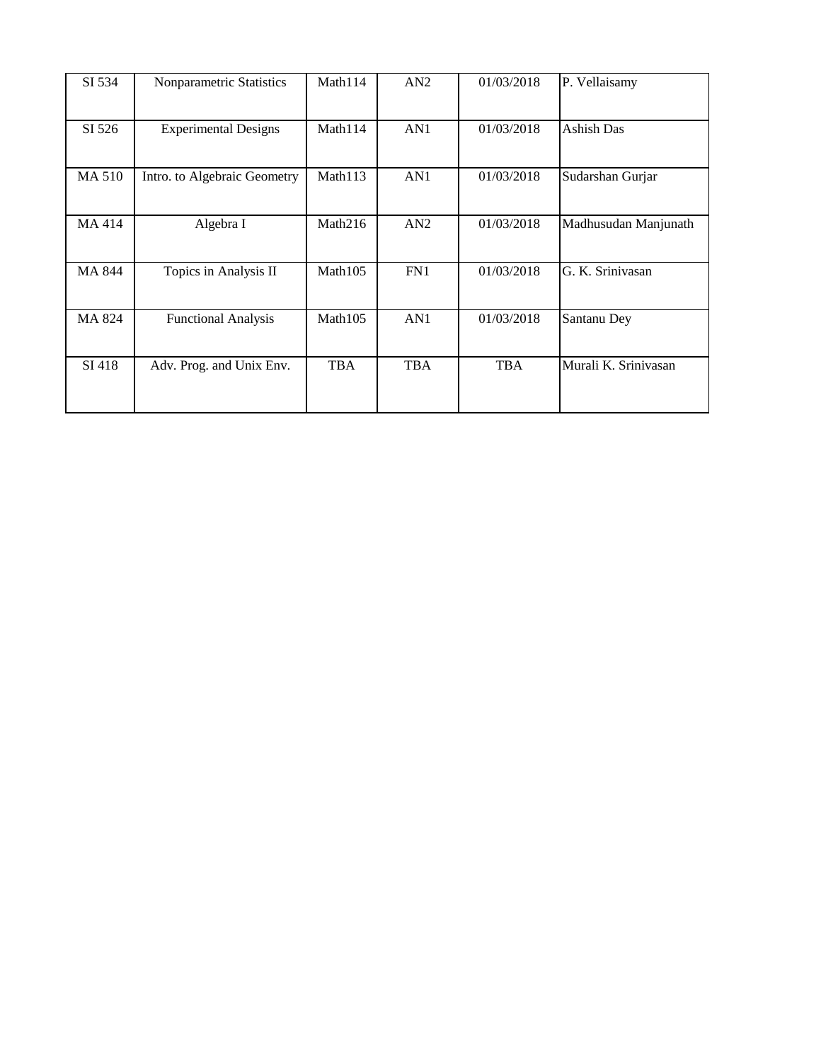| | | | | | |
|---|---|---|---|---|---|
| SI 534 | Nonparametric Statistics | Math114 | AN2 | 01/03/2018 | P. Vellaisamy |
| SI 526 | Experimental Designs | Math114 | AN1 | 01/03/2018 | Ashish Das |
| MA 510 | Intro. to Algebraic Geometry | Math113 | AN1 | 01/03/2018 | Sudarshan Gurjar |
| MA 414 | Algebra I | Math216 | AN2 | 01/03/2018 | Madhusudan Manjunath |
| MA 844 | Topics in Analysis II | Math105 | FN1 | 01/03/2018 | G. K. Srinivasan |
| MA 824 | Functional Analysis | Math105 | AN1 | 01/03/2018 | Santanu Dey |
| SI 418 | Adv. Prog. and Unix Env. | TBA | TBA | TBA | Murali K. Srinivasan |